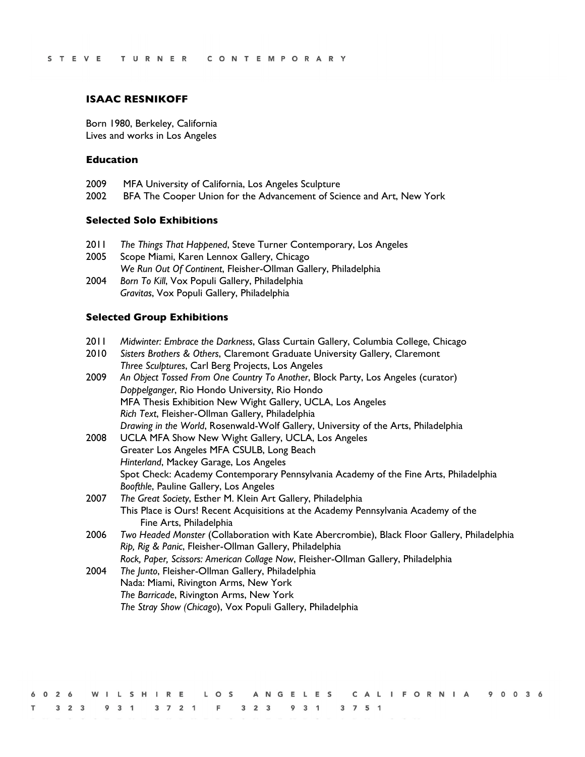# ISAAC RESNIKOFF

Born 1980, Berkeley, California
Lives and works in Los Angeles

## Education

2009 MFA University of California, Los Angeles Sculpture
2002 BFA The Cooper Union for the Advancement of Science and Art, New York

## Selected Solo Exhibitions

2011 *The Things That Happened*, Steve Turner Contemporary, Los Angeles
2005 Scope Miami, Karen Lennox Gallery, Chicago
*We Run Out Of Continent*, Fleisher-Ollman Gallery, Philadelphia
2004 *Born To Kill*, Vox Populi Gallery, Philadelphia
*Gravitas*, Vox Populi Gallery, Philadelphia

## Selected Group Exhibitions

2011 *Midwinter: Embrace the Darkness*, Glass Curtain Gallery, Columbia College, Chicago
2010 *Sisters Brothers & Others*, Claremont Graduate University Gallery, Claremont
*Three Sculptures*, Carl Berg Projects, Los Angeles
2009 *An Object Tossed From One Country To Another*, Block Party, Los Angeles (curator)
*Doppelganger*, Rio Hondo University, Rio Hondo
MFA Thesis Exhibition New Wight Gallery, UCLA, Los Angeles
*Rich Text*, Fleisher-Ollman Gallery, Philadelphia
*Drawing in the World*, Rosenwald-Wolf Gallery, University of the Arts, Philadelphia
2008 UCLA MFA Show New Wight Gallery, UCLA, Los Angeles
Greater Los Angeles MFA CSULB, Long Beach
*Hinterland*, Mackey Garage, Los Angeles
Spot Check: Academy Contemporary Pennsylvania Academy of the Fine Arts, Philadelphia
*Boofthle*, Pauline Gallery, Los Angeles
2007 *The Great Society*, Esther M. Klein Art Gallery, Philadelphia
This Place is Ours! Recent Acquisitions at the Academy Pennsylvania Academy of the Fine Arts, Philadelphia
2006 *Two Headed Monster* (Collaboration with Kate Abercrombie), Black Floor Gallery, Philadelphia
*Rip, Rig & Panic*, Fleisher-Ollman Gallery, Philadelphia
*Rock, Paper, Scissors: American Collage Now*, Fleisher-Ollman Gallery, Philadelphia
2004 *The Junto*, Fleisher-Ollman Gallery, Philadelphia
Nada: Miami, Rivington Arms, New York
*The Barricade*, Rivington Arms, New York
*The Stray Show (Chicago*), Vox Populi Gallery, Philadelphia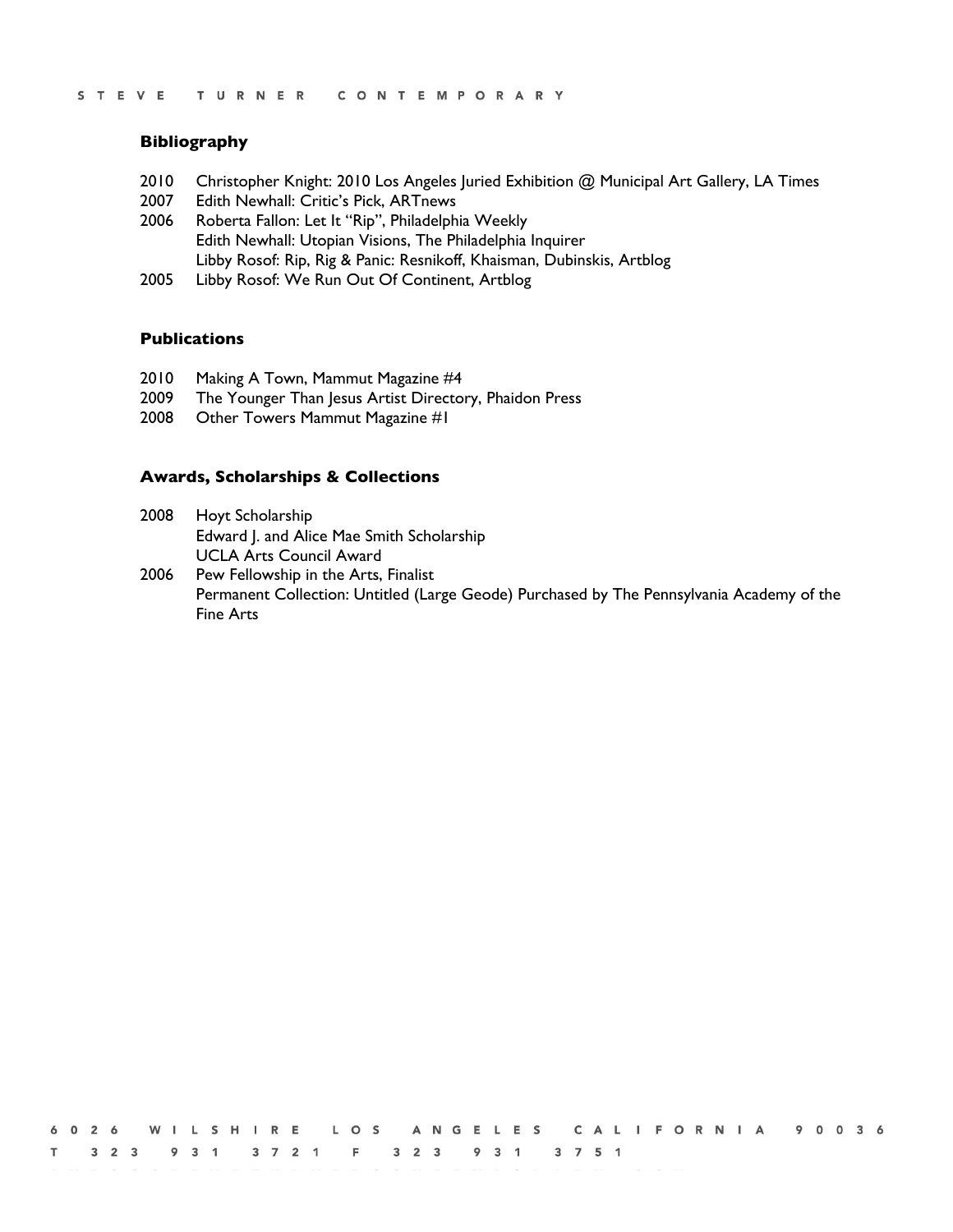## Bibliography

2010 Christopher Knight: 2010 Los Angeles Juried Exhibition @ Municipal Art Gallery, LA Times

2007 Edith Newhall: Critic's Pick, ARTnews

2006 Roberta Fallon: Let It "Rip", Philadelphia Weekly
Edith Newhall: Utopian Visions, The Philadelphia Inquirer
Libby Rosof: Rip, Rig & Panic: Resnikoff, Khaisman, Dubinskis, Artblog

2005 Libby Rosof: We Run Out Of Continent, Artblog

## Publications

2010 Making A Town, Mammut Magazine #4

2009 The Younger Than Jesus Artist Directory, Phaidon Press

2008 Other Towers Mammut Magazine #1

## Awards, Scholarships & Collections

2008 Hoyt Scholarship
Edward J. and Alice Mae Smith Scholarship
UCLA Arts Council Award

2006 Pew Fellowship in the Arts, Finalist
Permanent Collection: Untitled (Large Geode) Purchased by The Pennsylvania Academy of the Fine Arts